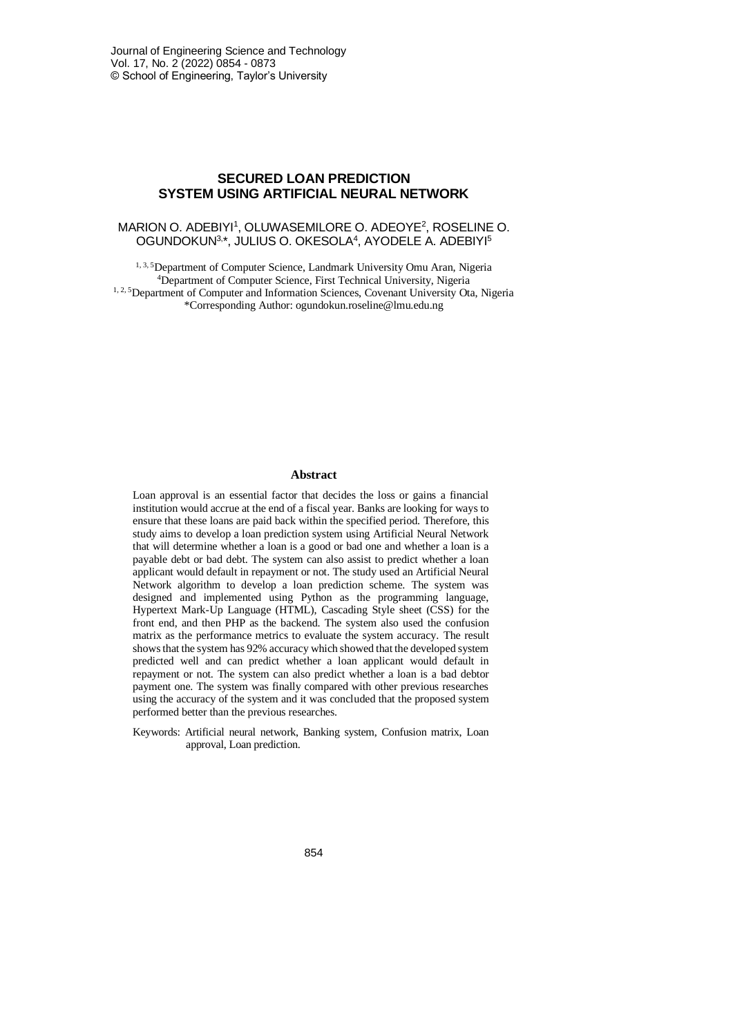# SECURED LOAN PREDICTION SYSTEM USING ARTIFICIAL NEURAL NETWORK

MARION O. ADEBIYI[1], OLUWASEMILORE O. ADEOYE[2], ROSELINE O. OGUNDOKUN[3,*], JULIUS O. OKESOLA[4], AYODELE A. ADEBIYI[5]

[1, 3, 5]Department of Computer Science, Landmark University Omu Aran, Nigeria
[4]Department of Computer Science, First Technical University, Nigeria
[1, 2, 5]Department of Computer and Information Sciences, Covenant University Ota, Nigeria
*Corresponding Author: ogundokun.roseline@lmu.edu.ng

## Abstract

Loan approval is an essential factor that decides the loss or gains a financial institution would accrue at the end of a fiscal year. Banks are looking for ways to ensure that these loans are paid back within the specified period. Therefore, this study aims to develop a loan prediction system using Artificial Neural Network that will determine whether a loan is a good or bad one and whether a loan is a payable debt or bad debt. The system can also assist to predict whether a loan applicant would default in repayment or not. The study used an Artificial Neural Network algorithm to develop a loan prediction scheme. The system was designed and implemented using Python as the programming language, Hypertext Mark-Up Language (HTML), Cascading Style sheet (CSS) for the front end, and then PHP as the backend. The system also used the confusion matrix as the performance metrics to evaluate the system accuracy. The result shows that the system has 92% accuracy which showed that the developed system predicted well and can predict whether a loan applicant would default in repayment or not. The system can also predict whether a loan is a bad debtor payment one. The system was finally compared with other previous researches using the accuracy of the system and it was concluded that the proposed system performed better than the previous researches.

Keywords: Artificial neural network, Banking system, Confusion matrix, Loan approval, Loan prediction.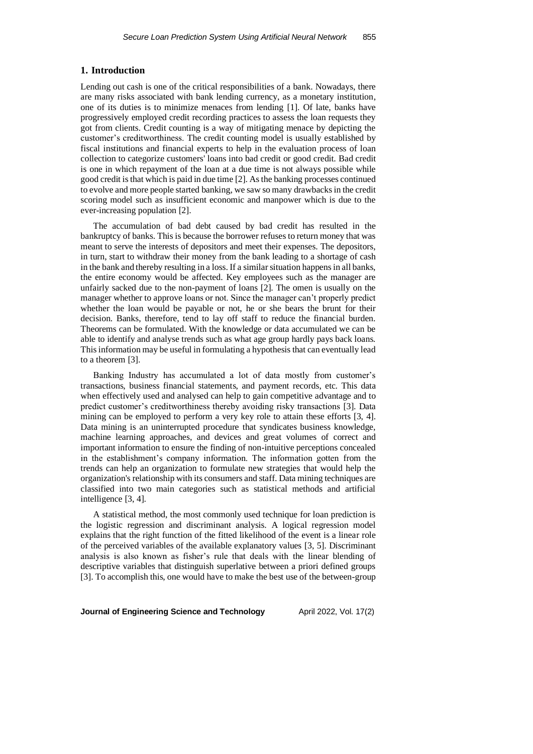## 1. Introduction

Lending out cash is one of the critical responsibilities of a bank. Nowadays, there are many risks associated with bank lending currency, as a monetary institution, one of its duties is to minimize menaces from lending [1]. Of late, banks have progressively employed credit recording practices to assess the loan requests they got from clients. Credit counting is a way of mitigating menace by depicting the customer's creditworthiness. The credit counting model is usually established by fiscal institutions and financial experts to help in the evaluation process of loan collection to categorize customers' loans into bad credit or good credit. Bad credit is one in which repayment of the loan at a due time is not always possible while good credit is that which is paid in due time [2]. As the banking processes continued to evolve and more people started banking, we saw so many drawbacks in the credit scoring model such as insufficient economic and manpower which is due to the ever-increasing population [2].

The accumulation of bad debt caused by bad credit has resulted in the bankruptcy of banks. This is because the borrower refuses to return money that was meant to serve the interests of depositors and meet their expenses. The depositors, in turn, start to withdraw their money from the bank leading to a shortage of cash in the bank and thereby resulting in a loss. If a similar situation happens in all banks, the entire economy would be affected. Key employees such as the manager are unfairly sacked due to the non-payment of loans [2]. The omen is usually on the manager whether to approve loans or not. Since the manager can't properly predict whether the loan would be payable or not, he or she bears the brunt for their decision. Banks, therefore, tend to lay off staff to reduce the financial burden. Theorems can be formulated. With the knowledge or data accumulated we can be able to identify and analyse trends such as what age group hardly pays back loans. This information may be useful in formulating a hypothesis that can eventually lead to a theorem [3].

Banking Industry has accumulated a lot of data mostly from customer's transactions, business financial statements, and payment records, etc. This data when effectively used and analysed can help to gain competitive advantage and to predict customer's creditworthiness thereby avoiding risky transactions [3]. Data mining can be employed to perform a very key role to attain these efforts [3, 4]. Data mining is an uninterrupted procedure that syndicates business knowledge, machine learning approaches, and devices and great volumes of correct and important information to ensure the finding of non-intuitive perceptions concealed in the establishment's company information. The information gotten from the trends can help an organization to formulate new strategies that would help the organization's relationship with its consumers and staff. Data mining techniques are classified into two main categories such as statistical methods and artificial intelligence [3, 4].

A statistical method, the most commonly used technique for loan prediction is the logistic regression and discriminant analysis. A logical regression model explains that the right function of the fitted likelihood of the event is a linear role of the perceived variables of the available explanatory values [3, 5]. Discriminant analysis is also known as fisher's rule that deals with the linear blending of descriptive variables that distinguish superlative between a priori defined groups [3]. To accomplish this, one would have to make the best use of the between-group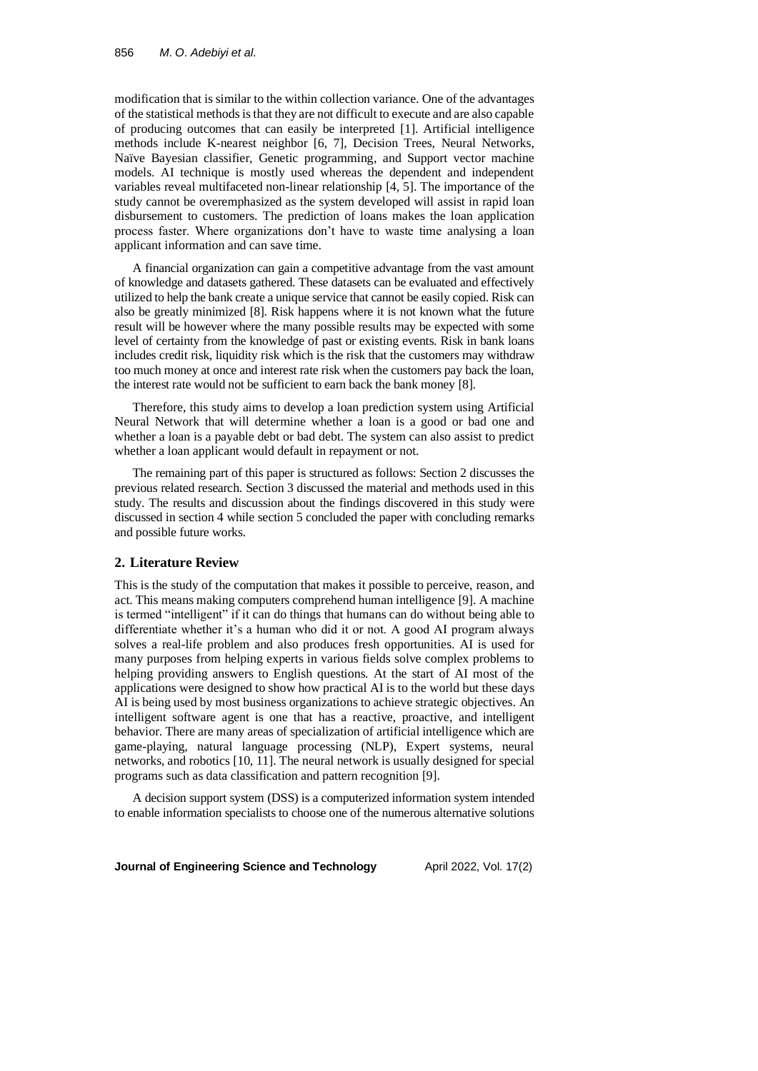modification that is similar to the within collection variance. One of the advantages of the statistical methods is that they are not difficult to execute and are also capable of producing outcomes that can easily be interpreted [1]. Artificial intelligence methods include K-nearest neighbor [6, 7], Decision Trees, Neural Networks, Naïve Bayesian classifier, Genetic programming, and Support vector machine models. AI technique is mostly used whereas the dependent and independent variables reveal multifaceted non-linear relationship [4, 5]. The importance of the study cannot be overemphasized as the system developed will assist in rapid loan disbursement to customers. The prediction of loans makes the loan application process faster. Where organizations don't have to waste time analysing a loan applicant information and can save time.

A financial organization can gain a competitive advantage from the vast amount of knowledge and datasets gathered. These datasets can be evaluated and effectively utilized to help the bank create a unique service that cannot be easily copied. Risk can also be greatly minimized [8]. Risk happens where it is not known what the future result will be however where the many possible results may be expected with some level of certainty from the knowledge of past or existing events. Risk in bank loans includes credit risk, liquidity risk which is the risk that the customers may withdraw too much money at once and interest rate risk when the customers pay back the loan, the interest rate would not be sufficient to earn back the bank money [8].

Therefore, this study aims to develop a loan prediction system using Artificial Neural Network that will determine whether a loan is a good or bad one and whether a loan is a payable debt or bad debt. The system can also assist to predict whether a loan applicant would default in repayment or not.

The remaining part of this paper is structured as follows: Section 2 discusses the previous related research. Section 3 discussed the material and methods used in this study. The results and discussion about the findings discovered in this study were discussed in section 4 while section 5 concluded the paper with concluding remarks and possible future works.

## 2. Literature Review

This is the study of the computation that makes it possible to perceive, reason, and act. This means making computers comprehend human intelligence [9]. A machine is termed "intelligent" if it can do things that humans can do without being able to differentiate whether it's a human who did it or not. A good AI program always solves a real-life problem and also produces fresh opportunities. AI is used for many purposes from helping experts in various fields solve complex problems to helping providing answers to English questions. At the start of AI most of the applications were designed to show how practical AI is to the world but these days AI is being used by most business organizations to achieve strategic objectives. An intelligent software agent is one that has a reactive, proactive, and intelligent behavior. There are many areas of specialization of artificial intelligence which are game-playing, natural language processing (NLP), Expert systems, neural networks, and robotics [10, 11]. The neural network is usually designed for special programs such as data classification and pattern recognition [9].

A decision support system (DSS) is a computerized information system intended to enable information specialists to choose one of the numerous alternative solutions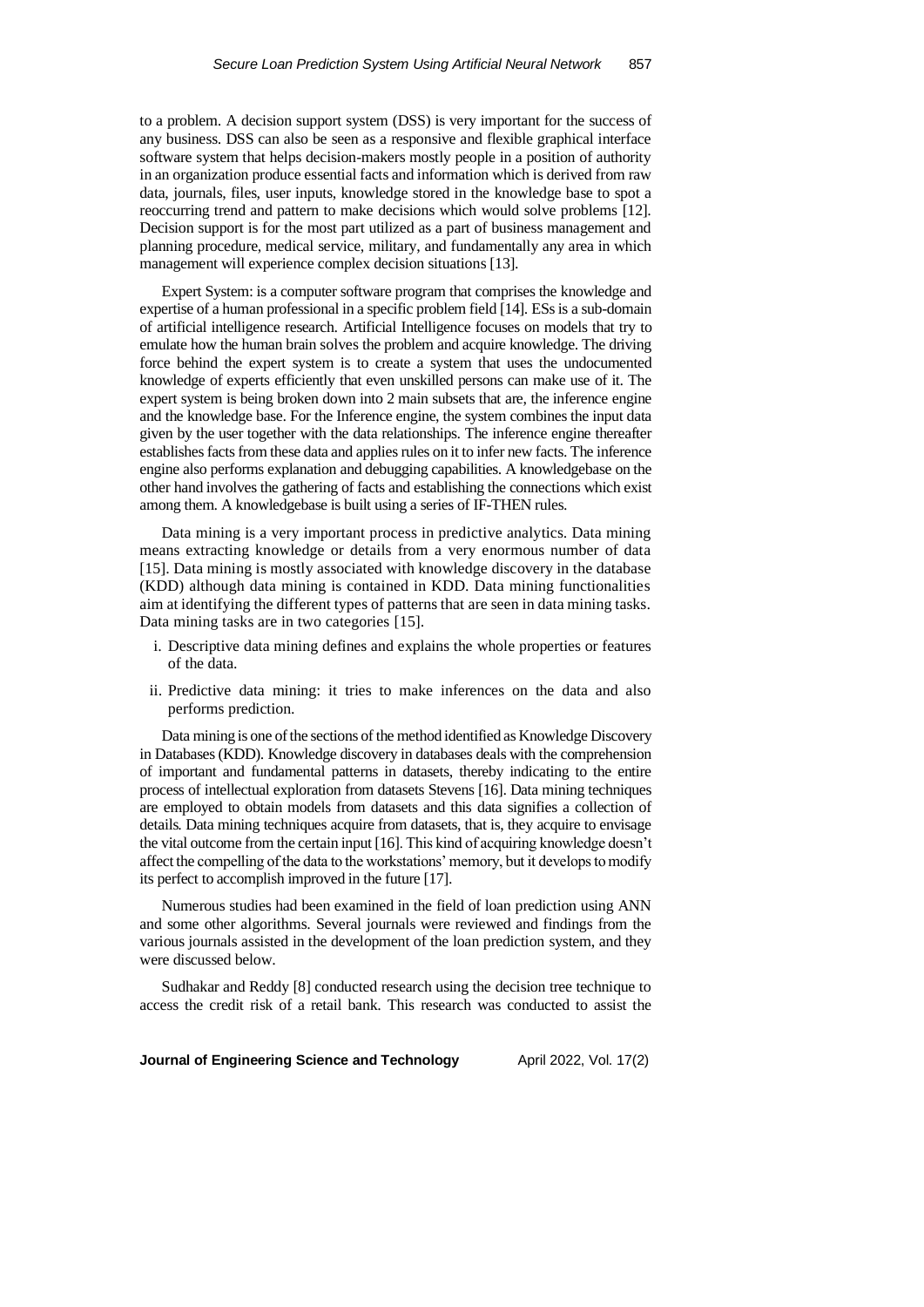to a problem. A decision support system (DSS) is very important for the success of any business. DSS can also be seen as a responsive and flexible graphical interface software system that helps decision-makers mostly people in a position of authority in an organization produce essential facts and information which is derived from raw data, journals, files, user inputs, knowledge stored in the knowledge base to spot a reoccurring trend and pattern to make decisions which would solve problems [12]. Decision support is for the most part utilized as a part of business management and planning procedure, medical service, military, and fundamentally any area in which management will experience complex decision situations [13].

Expert System: is a computer software program that comprises the knowledge and expertise of a human professional in a specific problem field [14]. ESs is a sub-domain of artificial intelligence research. Artificial Intelligence focuses on models that try to emulate how the human brain solves the problem and acquire knowledge. The driving force behind the expert system is to create a system that uses the undocumented knowledge of experts efficiently that even unskilled persons can make use of it. The expert system is being broken down into 2 main subsets that are, the inference engine and the knowledge base. For the Inference engine, the system combines the input data given by the user together with the data relationships. The inference engine thereafter establishes facts from these data and applies rules on it to infer new facts. The inference engine also performs explanation and debugging capabilities. A knowledgebase on the other hand involves the gathering of facts and establishing the connections which exist among them. A knowledgebase is built using a series of IF-THEN rules.

Data mining is a very important process in predictive analytics. Data mining means extracting knowledge or details from a very enormous number of data [15]. Data mining is mostly associated with knowledge discovery in the database (KDD) although data mining is contained in KDD. Data mining functionalities aim at identifying the different types of patterns that are seen in data mining tasks. Data mining tasks are in two categories [15].

i. Descriptive data mining defines and explains the whole properties or features of the data.

ii. Predictive data mining: it tries to make inferences on the data and also performs prediction.

Data mining is one of the sections of the method identified as Knowledge Discovery in Databases (KDD). Knowledge discovery in databases deals with the comprehension of important and fundamental patterns in datasets, thereby indicating to the entire process of intellectual exploration from datasets Stevens [16]. Data mining techniques are employed to obtain models from datasets and this data signifies a collection of details. Data mining techniques acquire from datasets, that is, they acquire to envisage the vital outcome from the certain input [16]. This kind of acquiring knowledge doesn't affect the compelling of the data to the workstations' memory, but it develops to modify its perfect to accomplish improved in the future [17].

Numerous studies had been examined in the field of loan prediction using ANN and some other algorithms. Several journals were reviewed and findings from the various journals assisted in the development of the loan prediction system, and they were discussed below.

Sudhakar and Reddy [8] conducted research using the decision tree technique to access the credit risk of a retail bank. This research was conducted to assist the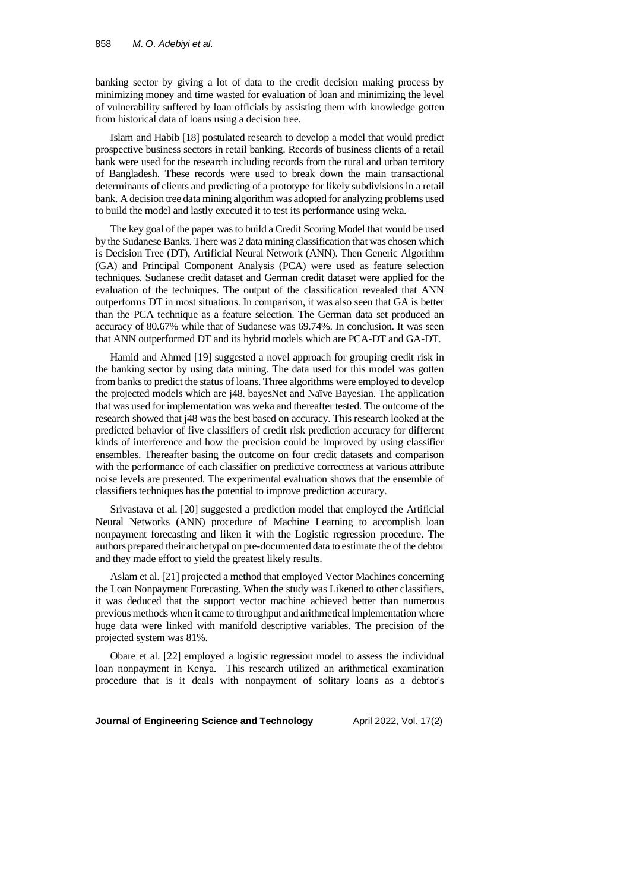banking sector by giving a lot of data to the credit decision making process by minimizing money and time wasted for evaluation of loan and minimizing the level of vulnerability suffered by loan officials by assisting them with knowledge gotten from historical data of loans using a decision tree.

Islam and Habib [18] postulated research to develop a model that would predict prospective business sectors in retail banking. Records of business clients of a retail bank were used for the research including records from the rural and urban territory of Bangladesh. These records were used to break down the main transactional determinants of clients and predicting of a prototype for likely subdivisions in a retail bank. A decision tree data mining algorithm was adopted for analyzing problems used to build the model and lastly executed it to test its performance using weka.

The key goal of the paper was to build a Credit Scoring Model that would be used by the Sudanese Banks. There was 2 data mining classification that was chosen which is Decision Tree (DT), Artificial Neural Network (ANN). Then Generic Algorithm (GA) and Principal Component Analysis (PCA) were used as feature selection techniques. Sudanese credit dataset and German credit dataset were applied for the evaluation of the techniques. The output of the classification revealed that ANN outperforms DT in most situations. In comparison, it was also seen that GA is better than the PCA technique as a feature selection. The German data set produced an accuracy of 80.67% while that of Sudanese was 69.74%. In conclusion. It was seen that ANN outperformed DT and its hybrid models which are PCA-DT and GA-DT.

Hamid and Ahmed [19] suggested a novel approach for grouping credit risk in the banking sector by using data mining. The data used for this model was gotten from banks to predict the status of loans. Three algorithms were employed to develop the projected models which are j48. bayesNet and Naïve Bayesian. The application that was used for implementation was weka and thereafter tested. The outcome of the research showed that j48 was the best based on accuracy. This research looked at the predicted behavior of five classifiers of credit risk prediction accuracy for different kinds of interference and how the precision could be improved by using classifier ensembles. Thereafter basing the outcome on four credit datasets and comparison with the performance of each classifier on predictive correctness at various attribute noise levels are presented. The experimental evaluation shows that the ensemble of classifiers techniques has the potential to improve prediction accuracy.

Srivastava et al. [20] suggested a prediction model that employed the Artificial Neural Networks (ANN) procedure of Machine Learning to accomplish loan nonpayment forecasting and liken it with the Logistic regression procedure. The authors prepared their archetypal on pre-documented data to estimate the of the debtor and they made effort to yield the greatest likely results.

Aslam et al. [21] projected a method that employed Vector Machines concerning the Loan Nonpayment Forecasting. When the study was Likened to other classifiers, it was deduced that the support vector machine achieved better than numerous previous methods when it came to throughput and arithmetical implementation where huge data were linked with manifold descriptive variables. The precision of the projected system was 81%.

Obare et al. [22] employed a logistic regression model to assess the individual loan nonpayment in Kenya. This research utilized an arithmetical examination procedure that is it deals with nonpayment of solitary loans as a debtor's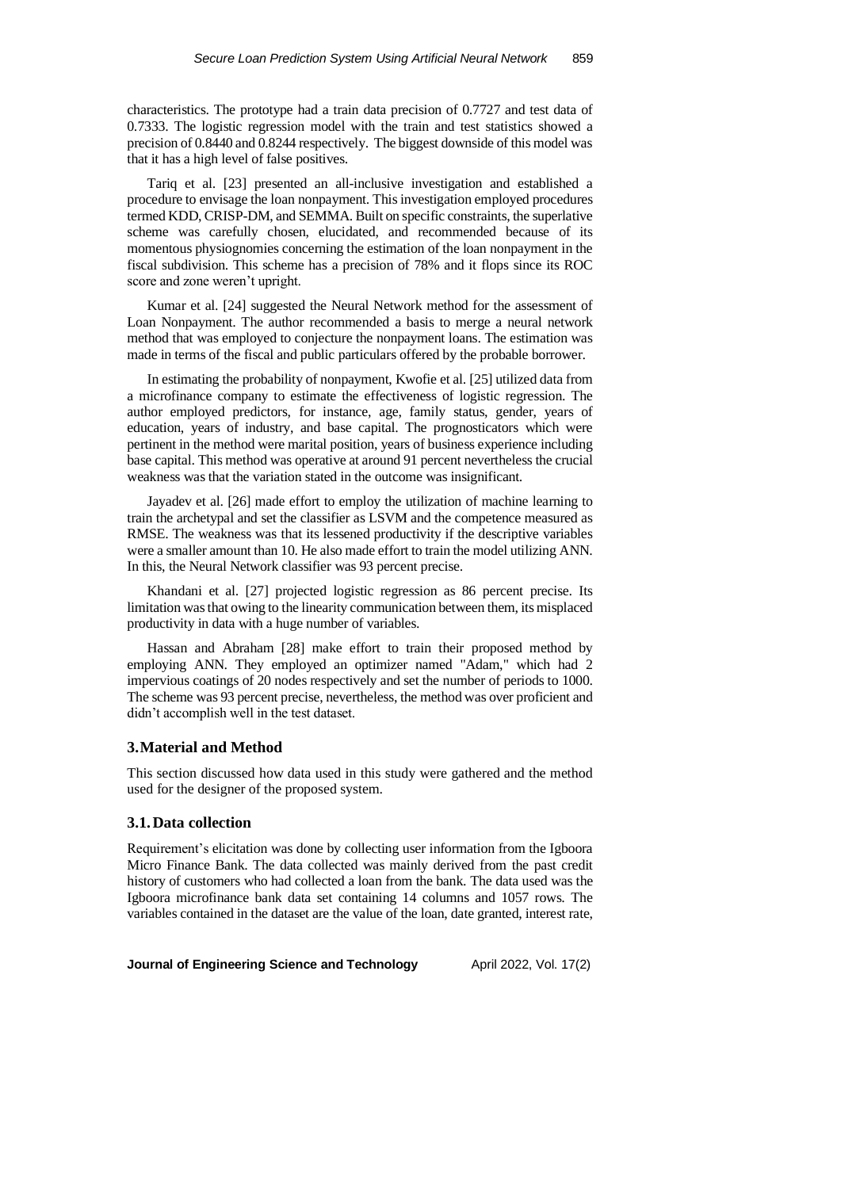characteristics. The prototype had a train data precision of 0.7727 and test data of 0.7333. The logistic regression model with the train and test statistics showed a precision of 0.8440 and 0.8244 respectively. The biggest downside of this model was that it has a high level of false positives.

Tariq et al. [23] presented an all-inclusive investigation and established a procedure to envisage the loan nonpayment. This investigation employed procedures termed KDD, CRISP-DM, and SEMMA. Built on specific constraints, the superlative scheme was carefully chosen, elucidated, and recommended because of its momentous physiognomies concerning the estimation of the loan nonpayment in the fiscal subdivision. This scheme has a precision of 78% and it flops since its ROC score and zone weren't upright.

Kumar et al. [24] suggested the Neural Network method for the assessment of Loan Nonpayment. The author recommended a basis to merge a neural network method that was employed to conjecture the nonpayment loans. The estimation was made in terms of the fiscal and public particulars offered by the probable borrower.

In estimating the probability of nonpayment, Kwofie et al. [25] utilized data from a microfinance company to estimate the effectiveness of logistic regression. The author employed predictors, for instance, age, family status, gender, years of education, years of industry, and base capital. The prognosticators which were pertinent in the method were marital position, years of business experience including base capital. This method was operative at around 91 percent nevertheless the crucial weakness was that the variation stated in the outcome was insignificant.

Jayadev et al. [26] made effort to employ the utilization of machine learning to train the archetypal and set the classifier as LSVM and the competence measured as RMSE. The weakness was that its lessened productivity if the descriptive variables were a smaller amount than 10. He also made effort to train the model utilizing ANN. In this, the Neural Network classifier was 93 percent precise.

Khandani et al. [27] projected logistic regression as 86 percent precise. Its limitation was that owing to the linearity communication between them, its misplaced productivity in data with a huge number of variables.

Hassan and Abraham [28] make effort to train their proposed method by employing ANN. They employed an optimizer named "Adam," which had 2 impervious coatings of 20 nodes respectively and set the number of periods to 1000. The scheme was 93 percent precise, nevertheless, the method was over proficient and didn't accomplish well in the test dataset.

## 3. Material and Method

This section discussed how data used in this study were gathered and the method used for the designer of the proposed system.

### 3.1. Data collection

Requirement's elicitation was done by collecting user information from the Igboora Micro Finance Bank. The data collected was mainly derived from the past credit history of customers who had collected a loan from the bank. The data used was the Igboora microfinance bank data set containing 14 columns and 1057 rows. The variables contained in the dataset are the value of the loan, date granted, interest rate,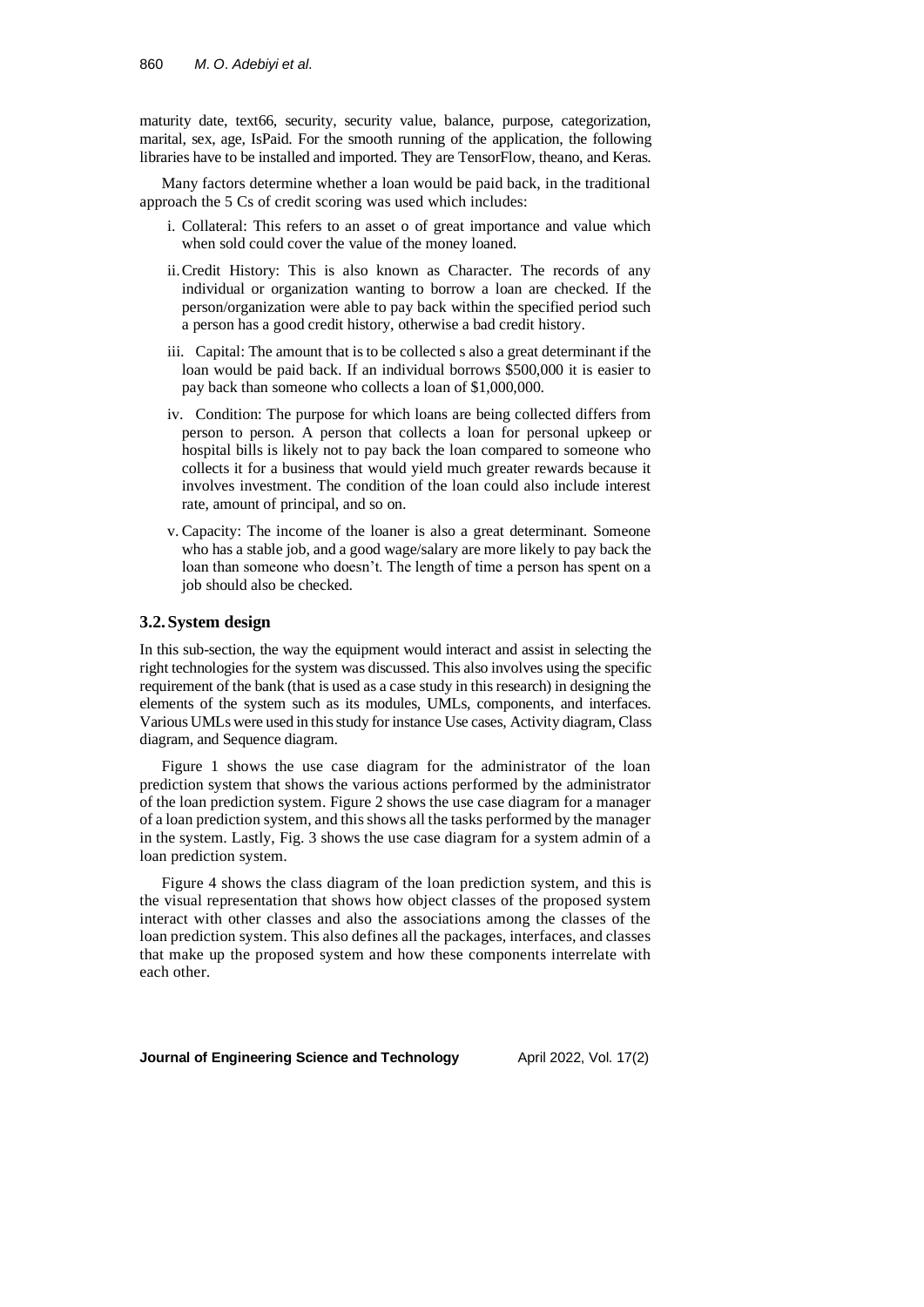maturity date, text66, security, security value, balance, purpose, categorization, marital, sex, age, IsPaid. For the smooth running of the application, the following libraries have to be installed and imported. They are TensorFlow, theano, and Keras.

Many factors determine whether a loan would be paid back, in the traditional approach the 5 Cs of credit scoring was used which includes:

i. Collateral: This refers to an asset o of great importance and value which when sold could cover the value of the money loaned.

ii. Credit History: This is also known as Character. The records of any individual or organization wanting to borrow a loan are checked. If the person/organization were able to pay back within the specified period such a person has a good credit history, otherwise a bad credit history.

iii. Capital: The amount that is to be collected s also a great determinant if the loan would be paid back. If an individual borrows \$500,000 it is easier to pay back than someone who collects a loan of \$1,000,000.

iv. Condition: The purpose for which loans are being collected differs from person to person. A person that collects a loan for personal upkeep or hospital bills is likely not to pay back the loan compared to someone who collects it for a business that would yield much greater rewards because it involves investment. The condition of the loan could also include interest rate, amount of principal, and so on.

v. Capacity: The income of the loaner is also a great determinant. Someone who has a stable job, and a good wage/salary are more likely to pay back the loan than someone who doesn't. The length of time a person has spent on a job should also be checked.

## 3.2. System design

In this sub-section, the way the equipment would interact and assist in selecting the right technologies for the system was discussed. This also involves using the specific requirement of the bank (that is used as a case study in this research) in designing the elements of the system such as its modules, UMLs, components, and interfaces. Various UMLs were used in this study for instance Use cases, Activity diagram, Class diagram, and Sequence diagram.

Figure 1 shows the use case diagram for the administrator of the loan prediction system that shows the various actions performed by the administrator of the loan prediction system. Figure 2 shows the use case diagram for a manager of a loan prediction system, and this shows all the tasks performed by the manager in the system. Lastly, Fig. 3 shows the use case diagram for a system admin of a loan prediction system.

Figure 4 shows the class diagram of the loan prediction system, and this is the visual representation that shows how object classes of the proposed system interact with other classes and also the associations among the classes of the loan prediction system. This also defines all the packages, interfaces, and classes that make up the proposed system and how these components interrelate with each other.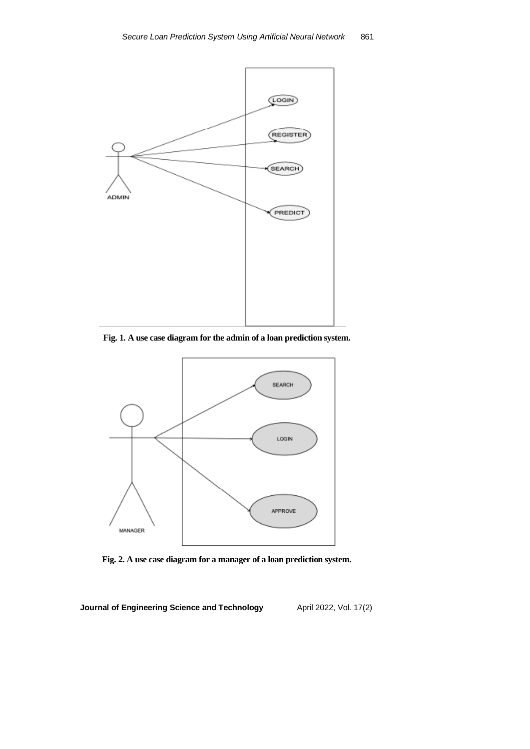Fig. 1. A use case diagram for the admin of a loan prediction system.

Fig. 2. A use case diagram for a manager of a loan prediction system.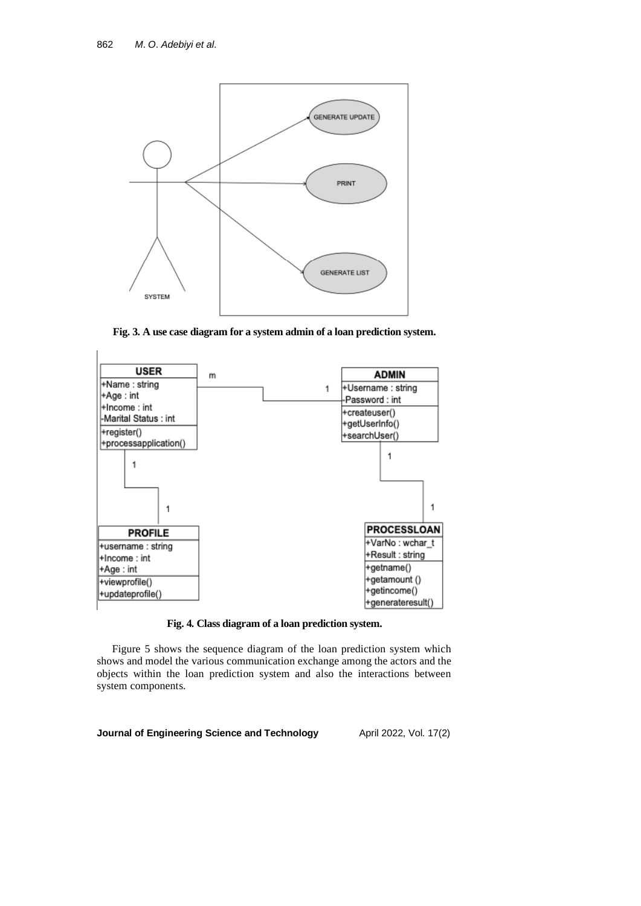**Fig. 3. A use case diagram for a system admin of a loan prediction system.**

**Fig. 4. Class diagram of a loan prediction system.**

Figure 5 shows the sequence diagram of the loan prediction system which shows and model the various communication exchange among the actors and the objects within the loan prediction system and also the interactions between system components.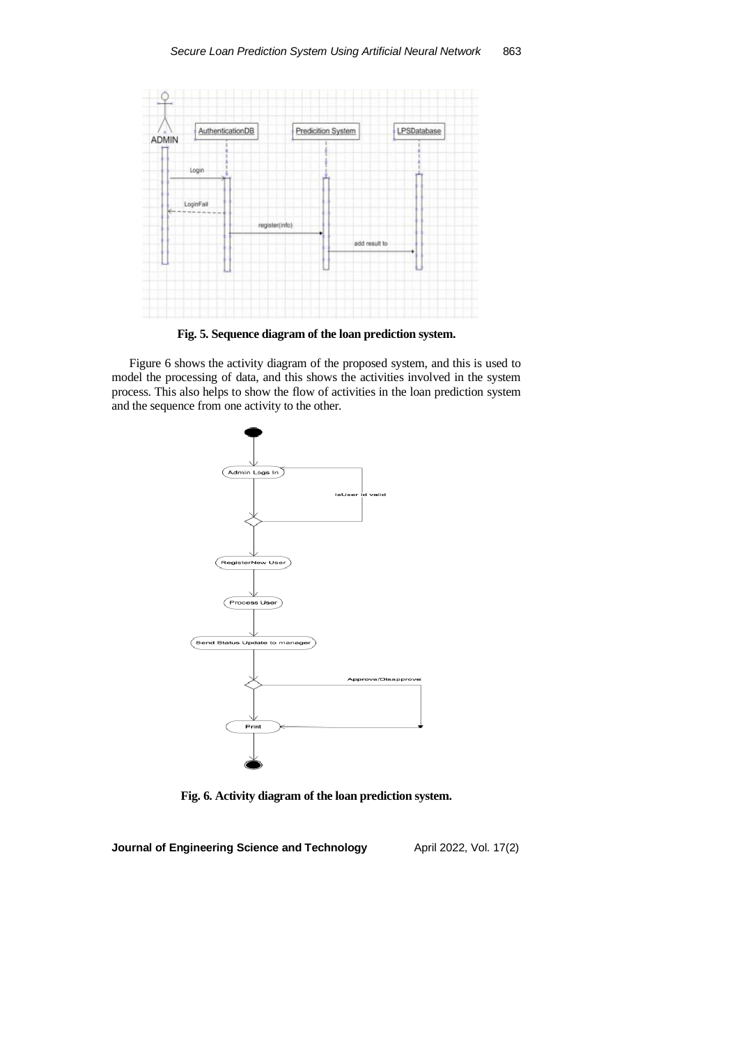Fig. 5. Sequence diagram of the loan prediction system.

Figure 6 shows the activity diagram of the proposed system, and this is used to model the processing of data, and this shows the activities involved in the system process. This also helps to show the flow of activities in the loan prediction system and the sequence from one activity to the other.

Fig. 6. Activity diagram of the loan prediction system.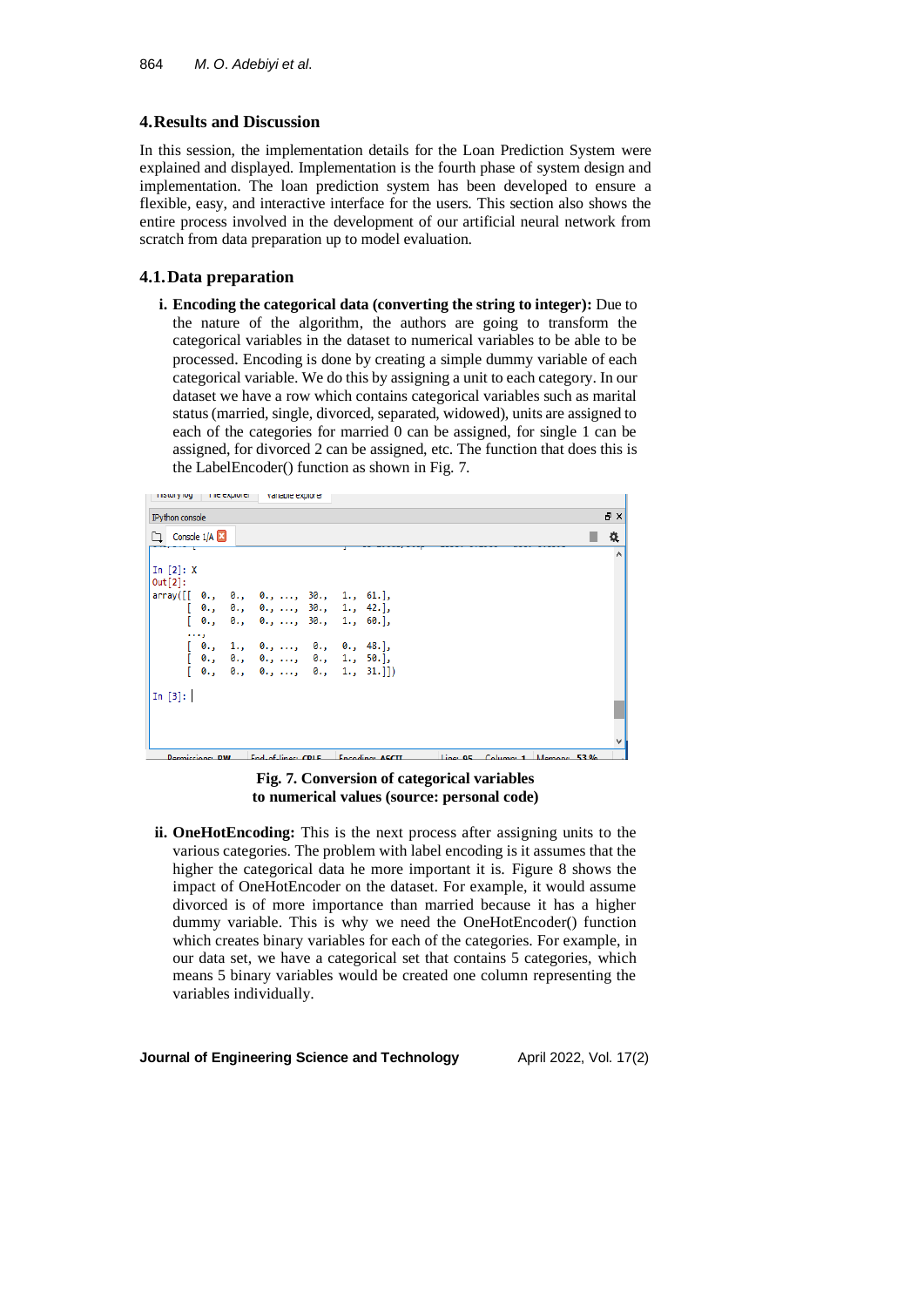## 4. Results and Discussion

In this session, the implementation details for the Loan Prediction System were explained and displayed. Implementation is the fourth phase of system design and implementation. The loan prediction system has been developed to ensure a flexible, easy, and interactive interface for the users. This section also shows the entire process involved in the development of our artificial neural network from scratch from data preparation up to model evaluation.

### 4.1. Data preparation

i. **Encoding the categorical data (converting the string to integer):** Due to the nature of the algorithm, the authors are going to transform the categorical variables in the dataset to numerical variables to be able to be processed. Encoding is done by creating a simple dummy variable of each categorical variable. We do this by assigning a unit to each category. In our dataset we have a row which contains categorical variables such as marital status (married, single, divorced, separated, widowed), units are assigned to each of the categories for married 0 can be assigned, for single 1 can be assigned, for divorced 2 can be assigned, etc. The function that does this is the LabelEncoder() function as shown in Fig. 7.

```
In [2]: X
Out[2]:
array([[ 0.,   0.,   0., ...,  30.,   1.,  61.],
       [ 0.,   0.,   0., ...,  30.,   1.,  42.],
       [ 0.,   0.,   0., ...,  30.,   1.,  60.],
       ...,
       [ 0.,   1.,   0., ...,   0.,   0.,  48.],
       [ 0.,   0.,   0., ...,   0.,   1.,  50.],
       [ 0.,   0.,   0., ...,   0.,   1.,  31.]])

In [3]:
```

**Fig. 7. Conversion of categorical variables to numerical values (source: personal code)**

ii. **OneHotEncoding:** This is the next process after assigning units to the various categories. The problem with label encoding is it assumes that the higher the categorical data he more important it is. Figure 8 shows the impact of OneHotEncoder on the dataset. For example, it would assume divorced is of more importance than married because it has a higher dummy variable. This is why we need the OneHotEncoder() function which creates binary variables for each of the categories. For example, in our data set, we have a categorical set that contains 5 categories, which means 5 binary variables would be created one column representing the variables individually.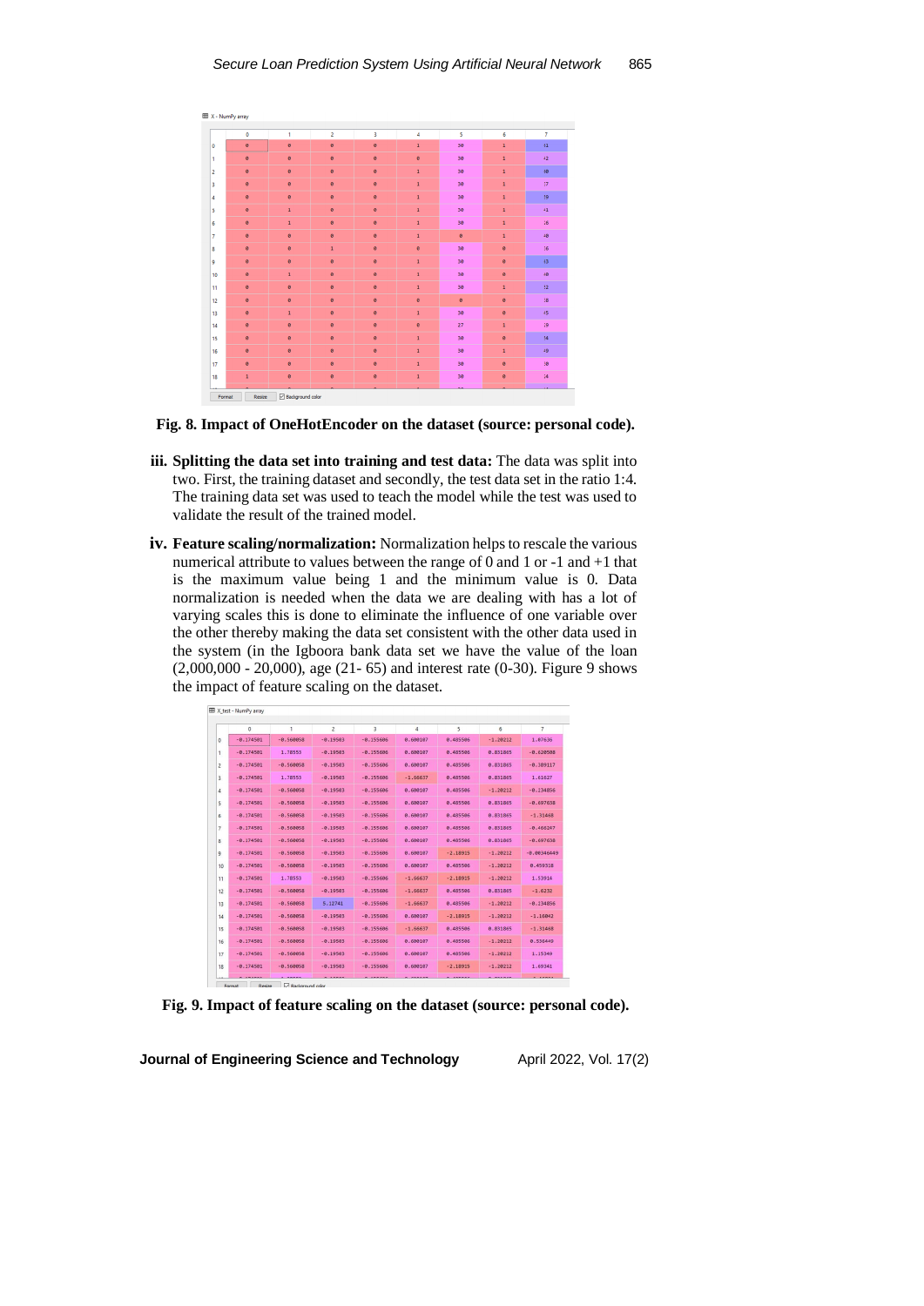Fig. 8. Impact of OneHotEncoder on the dataset (source: personal code).

iii. **Splitting the data set into training and test data:** The data was split into two. First, the training dataset and secondly, the test data set in the ratio 1:4. The training data set was used to teach the model while the test was used to validate the result of the trained model.

iv. **Feature scaling/normalization:** Normalization helps to rescale the various numerical attribute to values between the range of 0 and 1 or -1 and +1 that is the maximum value being 1 and the minimum value is 0. Data normalization is needed when the data we are dealing with has a lot of varying scales this is done to eliminate the influence of one variable over the other thereby making the data set consistent with the other data used in the system (in the Igboora bank data set we have the value of the loan (2,000,000 - 20,000), age (21- 65) and interest rate (0-30). Figure 9 shows the impact of feature scaling on the dataset.

Fig. 9. Impact of feature scaling on the dataset (source: personal code).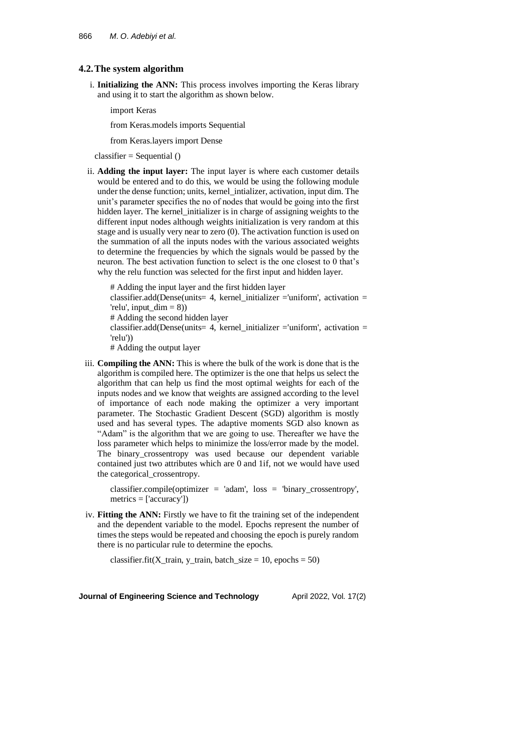### 4.2. The system algorithm

i. **Initializing the ANN:** This process involves importing the Keras library and using it to start the algorithm as shown below.

```
import Keras
from Keras.models imports Sequential
from Keras.layers import Dense
classifier = Sequential ()
```

ii. **Adding the input layer:** The input layer is where each customer details would be entered and to do this, we would be using the following module under the dense function; units, kernel_intializer, activation, input dim. The unit's parameter specifies the no of nodes that would be going into the first hidden layer. The kernel_initializer is in charge of assigning weights to the different input nodes although weights initialization is very random at this stage and is usually very near to zero (0). The activation function is used on the summation of all the inputs nodes with the various associated weights to determine the frequencies by which the signals would be passed by the neuron. The best activation function to select is the one closest to 0 that's why the relu function was selected for the first input and hidden layer.

```
# Adding the input layer and the first hidden layer
classifier.add(Dense(units= 4, kernel_initializer ='uniform', activation = 'relu', input_dim = 8))
# Adding the second hidden layer
classifier.add(Dense(units= 4, kernel_initializer ='uniform', activation = 'relu'))
# Adding the output layer
```

iii. **Compiling the ANN:** This is where the bulk of the work is done that is the algorithm is compiled here. The optimizer is the one that helps us select the algorithm that can help us find the most optimal weights for each of the inputs nodes and we know that weights are assigned according to the level of importance of each node making the optimizer a very important parameter. The Stochastic Gradient Descent (SGD) algorithm is mostly used and has several types. The adaptive moments SGD also known as "Adam" is the algorithm that we are going to use. Thereafter we have the loss parameter which helps to minimize the loss/error made by the model. The binary_crossentropy was used because our dependent variable contained just two attributes which are 0 and 1if, not we would have used the categorical_crossentropy.

```
classifier.compile(optimizer = 'adam', loss = 'binary_crossentropy', metrics = ['accuracy'])
```

iv. **Fitting the ANN:** Firstly we have to fit the training set of the independent and the dependent variable to the model. Epochs represent the number of times the steps would be repeated and choosing the epoch is purely random there is no particular rule to determine the epochs.

```
classifier.fit(X_train, y_train, batch_size = 10, epochs = 50)
```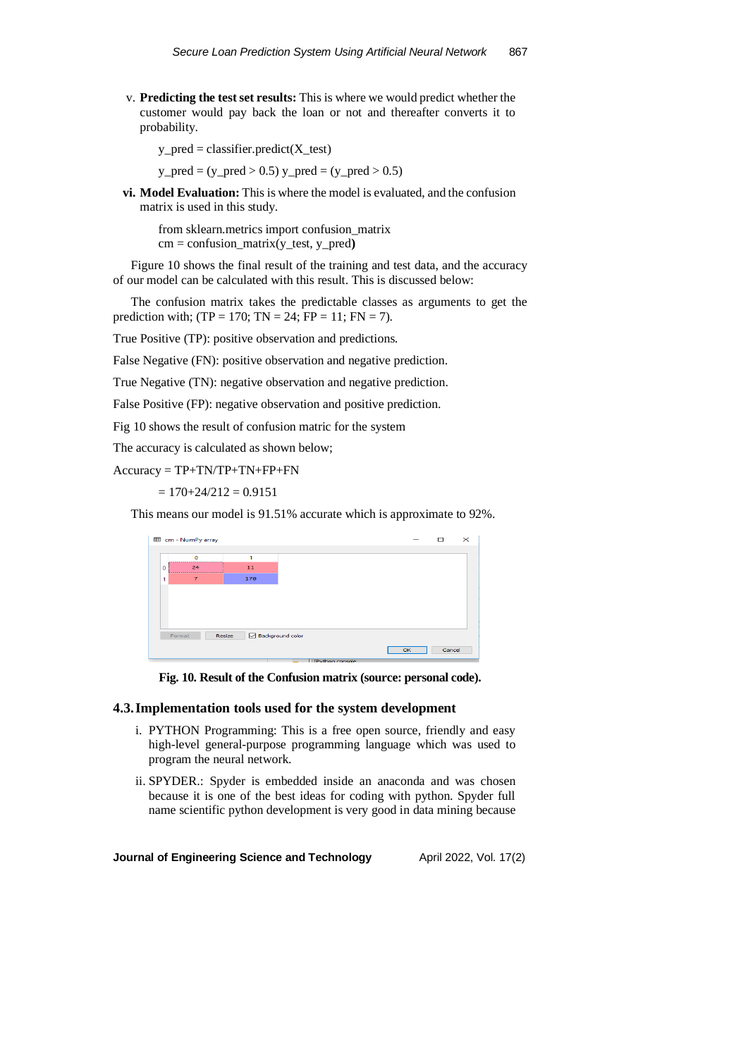v. **Predicting the test set results:** This is where we would predict whether the customer would pay back the loan or not and thereafter converts it to probability.

```
y_pred = classifier.predict(X_test)

y_pred = (y_pred > 0.5) y_pred = (y_pred > 0.5)
```

**vi. Model Evaluation:** This is where the model is evaluated, and the confusion matrix is used in this study.

```
from sklearn.metrics import confusion_matrix
cm = confusion_matrix(y_test, y_pred)
```

Figure 10 shows the final result of the training and test data, and the accuracy of our model can be calculated with this result. This is discussed below:

The confusion matrix takes the predictable classes as arguments to get the prediction with; (TP = 170; TN = 24; FP = 11; FN = 7).

True Positive (TP): positive observation and predictions.

False Negative (FN): positive observation and negative prediction.

True Negative (TN): negative observation and negative prediction.

False Positive (FP): negative observation and positive prediction.

Fig 10 shows the result of confusion matric for the system

The accuracy is calculated as shown below;

Accuracy = TP+TN/TP+TN+FP+FN

= 170+24/212 = 0.9151

This means our model is 91.51% accurate which is approximate to 92%.

| | 0 | 1 |
|---|---|---|
| 0 | 24 | 11 |
| 1 | 7 | 170 |

**Fig. 10. Result of the Confusion matrix (source: personal code).**

## 4.3. Implementation tools used for the system development

i. PYTHON Programming: This is a free open source, friendly and easy high-level general-purpose programming language which was used to program the neural network.

ii. SPYDER.: Spyder is embedded inside an anaconda and was chosen because it is one of the best ideas for coding with python. Spyder full name scientific python development is very good in data mining because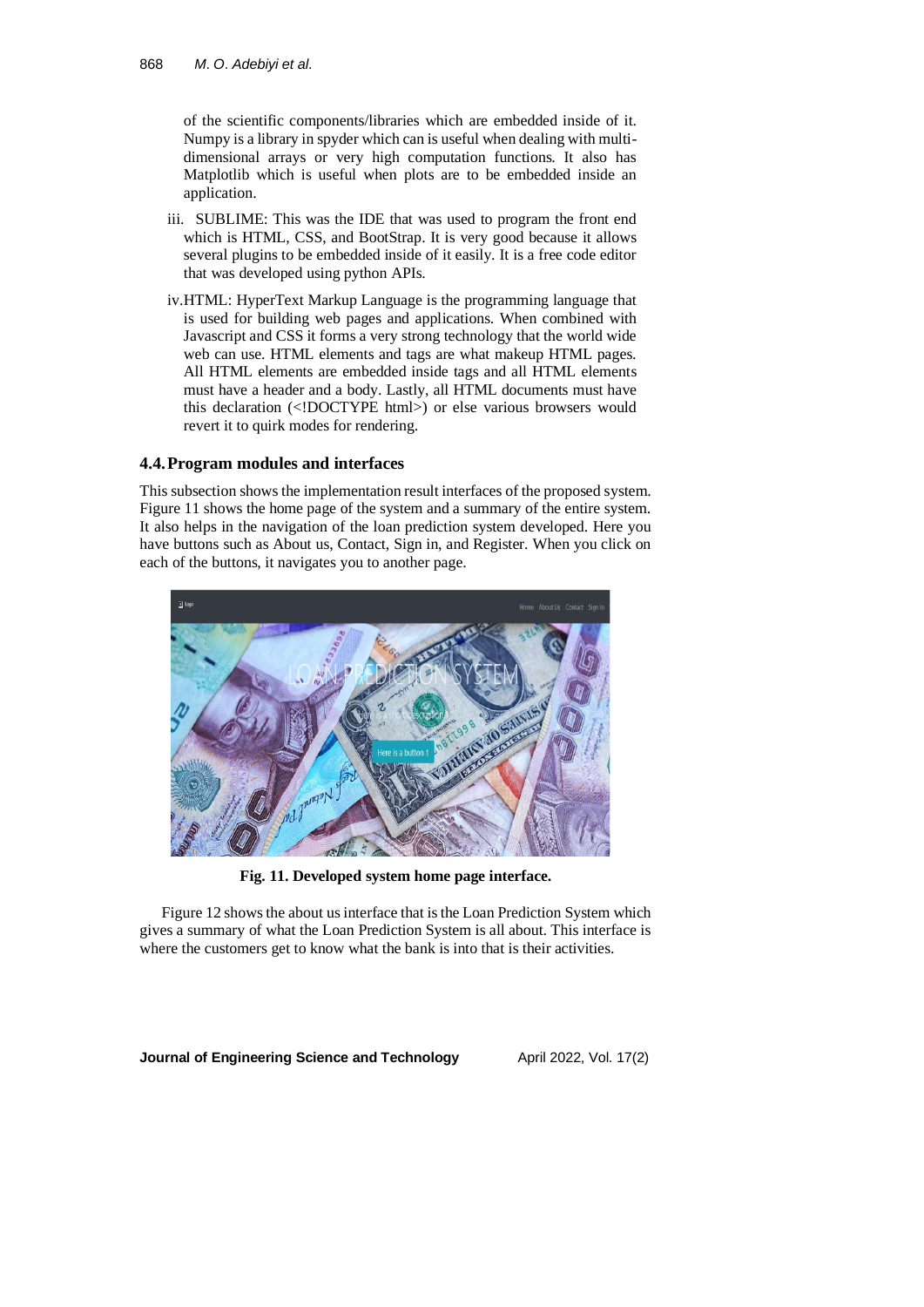of the scientific components/libraries which are embedded inside of it. Numpy is a library in spyder which can is useful when dealing with multi-dimensional arrays or very high computation functions. It also has Matplotlib which is useful when plots are to be embedded inside an application.

iii. SUBLIME: This was the IDE that was used to program the front end which is HTML, CSS, and BootStrap. It is very good because it allows several plugins to be embedded inside of it easily. It is a free code editor that was developed using python APIs.

iv. HTML: HyperText Markup Language is the programming language that is used for building web pages and applications. When combined with Javascript and CSS it forms a very strong technology that the world wide web can use. HTML elements and tags are what makeup HTML pages. All HTML elements are embedded inside tags and all HTML elements must have a header and a body. Lastly, all HTML documents must have this declaration (<!DOCTYPE html>) or else various browsers would revert it to quirk modes for rendering.

### 4.4. Program modules and interfaces

This subsection shows the implementation result interfaces of the proposed system. Figure 11 shows the home page of the system and a summary of the entire system. It also helps in the navigation of the loan prediction system developed. Here you have buttons such as About us, Contact, Sign in, and Register. When you click on each of the buttons, it navigates you to another page.

**Fig. 11. Developed system home page interface.**

Figure 12 shows the about us interface that is the Loan Prediction System which gives a summary of what the Loan Prediction System is all about. This interface is where the customers get to know what the bank is into that is their activities.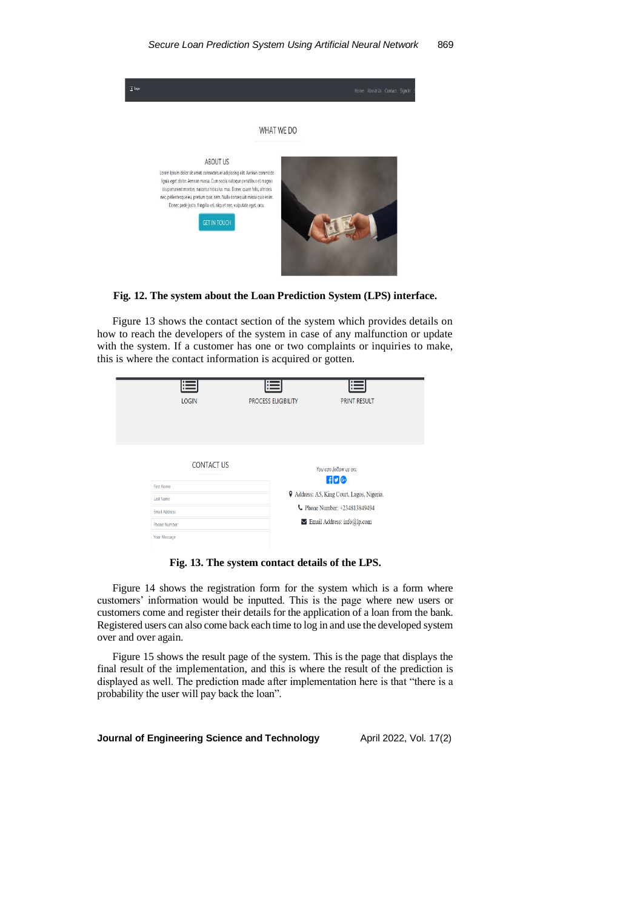**Fig. 12. The system about the Loan Prediction System (LPS) interface.**

Figure 13 shows the contact section of the system which provides details on how to reach the developers of the system in case of any malfunction or update with the system. If a customer has one or two complaints or inquiries to make, this is where the contact information is acquired or gotten.

**Fig. 13. The system contact details of the LPS.**

Figure 14 shows the registration form for the system which is a form where customers' information would be inputted. This is the page where new users or customers come and register their details for the application of a loan from the bank. Registered users can also come back each time to log in and use the developed system over and over again.

Figure 15 shows the result page of the system. This is the page that displays the final result of the implementation, and this is where the result of the prediction is displayed as well. The prediction made after implementation here is that "there is a probability the user will pay back the loan".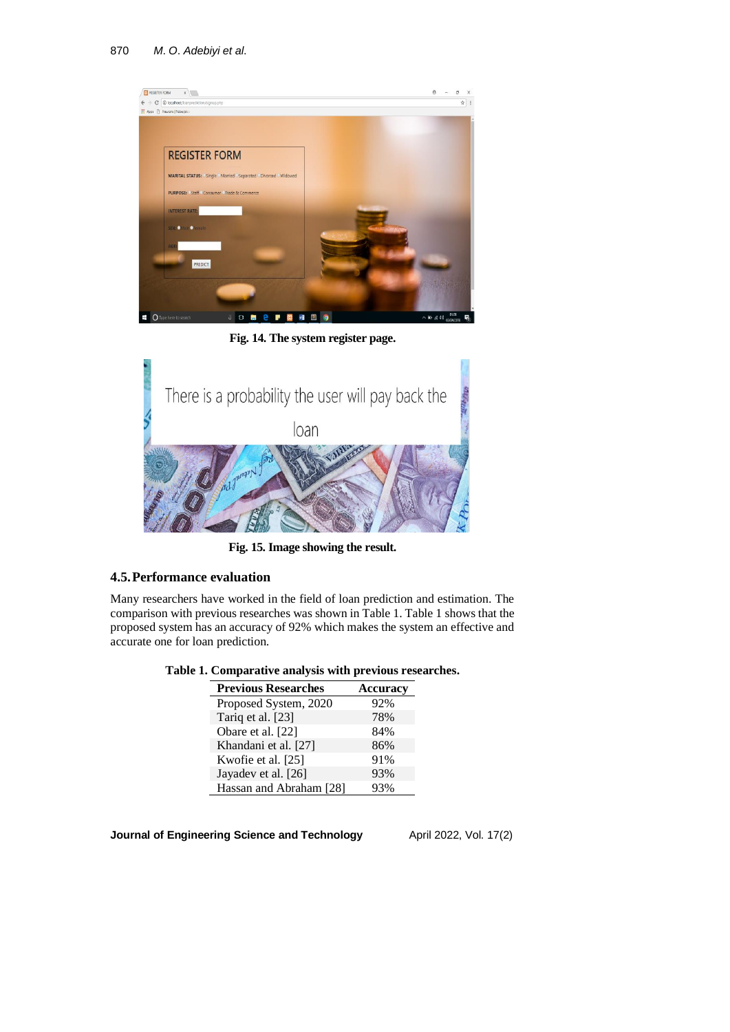Fig. 14. The system register page.

Fig. 15. Image showing the result.

## 4.5. Performance evaluation

Many researchers have worked in the field of loan prediction and estimation. The comparison with previous researches was shown in Table 1. Table 1 shows that the proposed system has an accuracy of 92% which makes the system an effective and accurate one for loan prediction.

**Table 1. Comparative analysis with previous researches.**

| Previous Researches | Accuracy |
|---|---|
| Proposed System, 2020 | 92% |
| Tariq et al. [23] | 78% |
| Obare et al. [22] | 84% |
| Khandani et al. [27] | 86% |
| Kwofie et al. [25] | 91% |
| Jayadev et al. [26] | 93% |
| Hassan and Abraham [28] | 93% |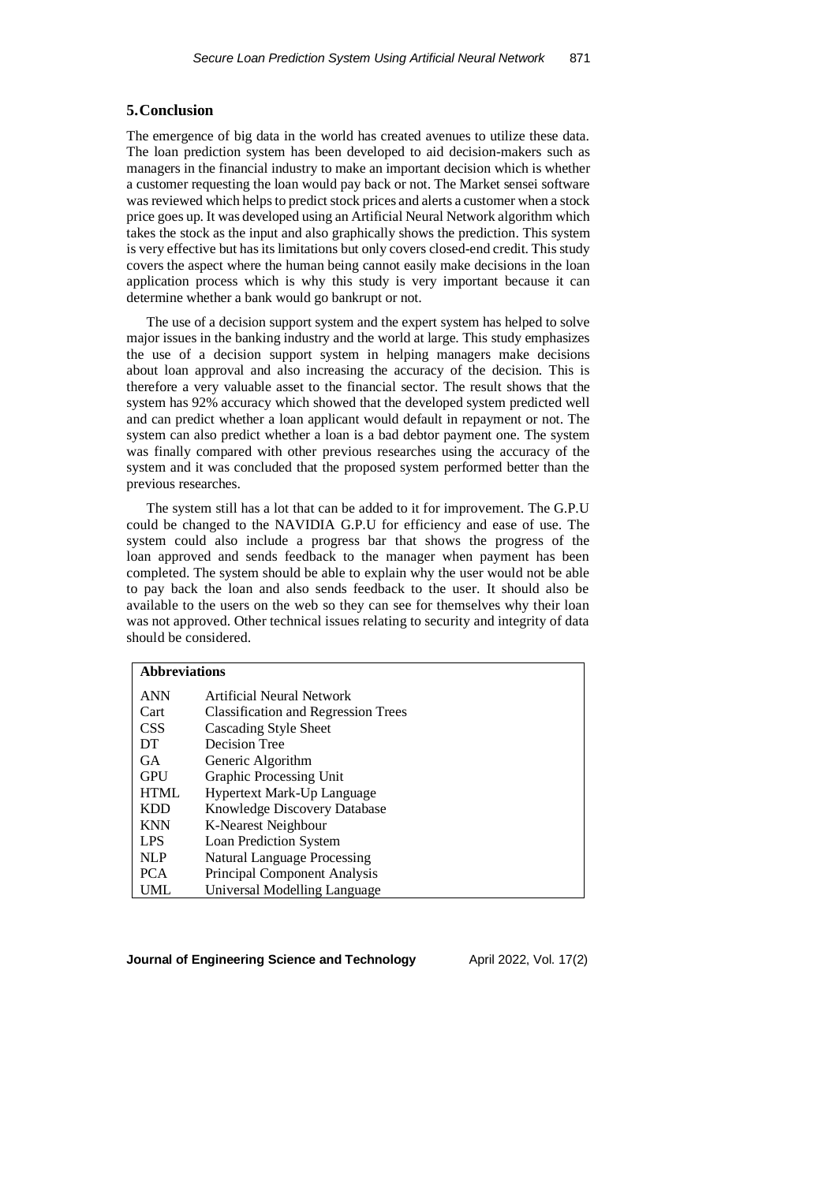## 5. Conclusion

The emergence of big data in the world has created avenues to utilize these data. The loan prediction system has been developed to aid decision-makers such as managers in the financial industry to make an important decision which is whether a customer requesting the loan would pay back or not. The Market sensei software was reviewed which helps to predict stock prices and alerts a customer when a stock price goes up. It was developed using an Artificial Neural Network algorithm which takes the stock as the input and also graphically shows the prediction. This system is very effective but has its limitations but only covers closed-end credit. This study covers the aspect where the human being cannot easily make decisions in the loan application process which is why this study is very important because it can determine whether a bank would go bankrupt or not.

The use of a decision support system and the expert system has helped to solve major issues in the banking industry and the world at large. This study emphasizes the use of a decision support system in helping managers make decisions about loan approval and also increasing the accuracy of the decision. This is therefore a very valuable asset to the financial sector. The result shows that the system has 92% accuracy which showed that the developed system predicted well and can predict whether a loan applicant would default in repayment or not. The system can also predict whether a loan is a bad debtor payment one. The system was finally compared with other previous researches using the accuracy of the system and it was concluded that the proposed system performed better than the previous researches.

The system still has a lot that can be added to it for improvement. The G.P.U could be changed to the NAVIDIA G.P.U for efficiency and ease of use. The system could also include a progress bar that shows the progress of the loan approved and sends feedback to the manager when payment has been completed. The system should be able to explain why the user would not be able to pay back the loan and also sends feedback to the user. It should also be available to the users on the web so they can see for themselves why their loan was not approved. Other technical issues relating to security and integrity of data should be considered.

| **Abbreviations** | |
|---|---|
| ANN | Artificial Neural Network |
| Cart | Classification and Regression Trees |
| CSS | Cascading Style Sheet |
| DT | Decision Tree |
| GA | Generic Algorithm |
| GPU | Graphic Processing Unit |
| HTML | Hypertext Mark-Up Language |
| KDD | Knowledge Discovery Database |
| KNN | K-Nearest Neighbour |
| LPS | Loan Prediction System |
| NLP | Natural Language Processing |
| PCA | Principal Component Analysis |
| UML | Universal Modelling Language |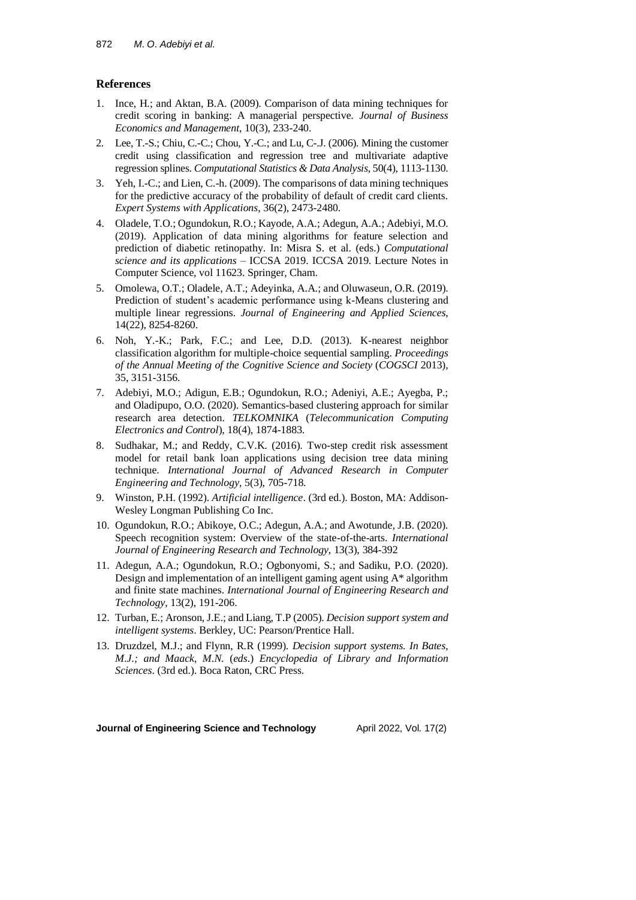## References

1. Ince, H.; and Aktan, B.A. (2009). Comparison of data mining techniques for credit scoring in banking: A managerial perspective. *Journal of Business Economics and Management*, 10(3), 233-240.
2. Lee, T.-S.; Chiu, C.-C.; Chou, Y.-C.; and Lu, C-.J. (2006). Mining the customer credit using classification and regression tree and multivariate adaptive regression splines. *Computational Statistics & Data Analysis*, 50(4), 1113-1130.
3. Yeh, I.-C.; and Lien, C.-h. (2009). The comparisons of data mining techniques for the predictive accuracy of the probability of default of credit card clients. *Expert Systems with Applications*, 36(2), 2473-2480.
4. Oladele, T.O.; Ogundokun, R.O.; Kayode, A.A.; Adegun, A.A.; Adebiyi, M.O. (2019). Application of data mining algorithms for feature selection and prediction of diabetic retinopathy. In: Misra S. et al. (eds.) *Computational science and its applications* – ICCSA 2019. ICCSA 2019. Lecture Notes in Computer Science, vol 11623. Springer, Cham.
5. Omolewa, O.T.; Oladele, A.T.; Adeyinka, A.A.; and Oluwaseun, O.R. (2019). Prediction of student's academic performance using k-Means clustering and multiple linear regressions. *Journal of Engineering and Applied Sciences*, 14(22), 8254-8260.
6. Noh, Y.-K.; Park, F.C.; and Lee, D.D. (2013). K-nearest neighbor classification algorithm for multiple-choice sequential sampling. *Proceedings of the Annual Meeting of the Cognitive Science and Society* (*COGSCI* 2013), 35, 3151-3156.
7. Adebiyi, M.O.; Adigun, E.B.; Ogundokun, R.O.; Adeniyi, A.E.; Ayegba, P.; and Oladipupo, O.O. (2020). Semantics-based clustering approach for similar research area detection. *TELKOMNIKA* (*Telecommunication Computing Electronics and Control*), 18(4), 1874-1883.
8. Sudhakar, M.; and Reddy, C.V.K. (2016). Two-step credit risk assessment model for retail bank loan applications using decision tree data mining technique. *International Journal of Advanced Research in Computer Engineering and Technology*, 5(3), 705-718.
9. Winston, P.H. (1992). *Artificial intelligence*. (3rd ed.). Boston, MA: Addison-Wesley Longman Publishing Co Inc.
10. Ogundokun, R.O.; Abikoye, O.C.; Adegun, A.A.; and Awotunde, J.B. (2020). Speech recognition system: Overview of the state-of-the-arts. *International Journal of Engineering Research and Technology*, 13(3), 384-392
11. Adegun, A.A.; Ogundokun, R.O.; Ogbonyomi, S.; and Sadiku, P.O. (2020). Design and implementation of an intelligent gaming agent using A* algorithm and finite state machines. *International Journal of Engineering Research and Technology*, 13(2), 191-206.
12. Turban, E.; Aronson, J.E.; and Liang, T.P (2005). *Decision support system and intelligent systems*. Berkley, UC: Pearson/Prentice Hall.
13. Druzdzel, M.J.; and Flynn, R.R (1999). *Decision support systems. In Bates, M.J.; and Maack, M.N.* (*eds*.) *Encyclopedia of Library and Information Sciences*. (3rd ed.). Boca Raton, CRC Press.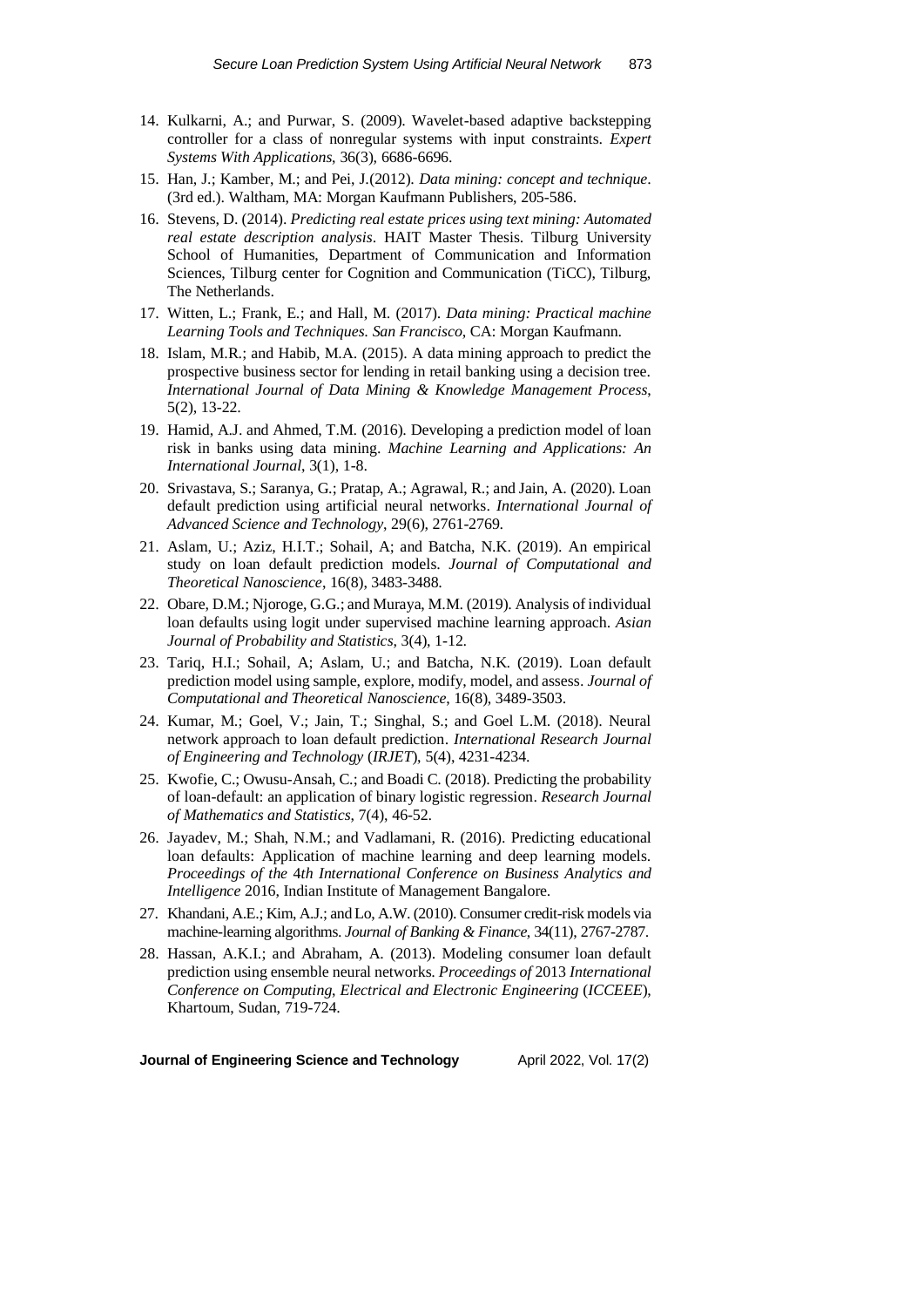14. Kulkarni, A.; and Purwar, S. (2009). Wavelet-based adaptive backstepping controller for a class of nonregular systems with input constraints. *Expert Systems With Applications*, 36(3), 6686-6696.
15. Han, J.; Kamber, M.; and Pei, J.(2012). *Data mining: concept and technique*. (3rd ed.). Waltham, MA: Morgan Kaufmann Publishers, 205-586.
16. Stevens, D. (2014). *Predicting real estate prices using text mining: Automated real estate description analysis*. HAIT Master Thesis. Tilburg University School of Humanities, Department of Communication and Information Sciences, Tilburg center for Cognition and Communication (TiCC), Tilburg, The Netherlands.
17. Witten, L.; Frank, E.; and Hall, M. (2017). *Data mining: Practical machine Learning Tools and Techniques. San Francisco*, CA: Morgan Kaufmann.
18. Islam, M.R.; and Habib, M.A. (2015). A data mining approach to predict the prospective business sector for lending in retail banking using a decision tree. *International Journal of Data Mining & Knowledge Management Process*, 5(2), 13-22.
19. Hamid, A.J. and Ahmed, T.M. (2016). Developing a prediction model of loan risk in banks using data mining. *Machine Learning and Applications: An International Journal*, 3(1), 1-8.
20. Srivastava, S.; Saranya, G.; Pratap, A.; Agrawal, R.; and Jain, A. (2020). Loan default prediction using artificial neural networks. *International Journal of Advanced Science and Technology*, 29(6), 2761-2769.
21. Aslam, U.; Aziz, H.I.T.; Sohail, A; and Batcha, N.K. (2019). An empirical study on loan default prediction models. *Journal of Computational and Theoretical Nanoscience*, 16(8), 3483-3488.
22. Obare, D.M.; Njoroge, G.G.; and Muraya, M.M. (2019). Analysis of individual loan defaults using logit under supervised machine learning approach. *Asian Journal of Probability and Statistics*, 3(4), 1-12.
23. Tariq, H.I.; Sohail, A; Aslam, U.; and Batcha, N.K. (2019). Loan default prediction model using sample, explore, modify, model, and assess. *Journal of Computational and Theoretical Nanoscience*, 16(8), 3489-3503.
24. Kumar, M.; Goel, V.; Jain, T.; Singhal, S.; and Goel L.M. (2018). Neural network approach to loan default prediction. *International Research Journal of Engineering and Technology* (*IRJET*), 5(4), 4231-4234.
25. Kwofie, C.; Owusu-Ansah, C.; and Boadi C. (2018). Predicting the probability of loan-default: an application of binary logistic regression. *Research Journal of Mathematics and Statistics*, 7(4), 46-52.
26. Jayadev, M.; Shah, N.M.; and Vadlamani, R. (2016). Predicting educational loan defaults: Application of machine learning and deep learning models. *Proceedings of the* 4*th International Conference on Business Analytics and Intelligence* 2016, Indian Institute of Management Bangalore.
27. Khandani, A.E.; Kim, A.J.; and Lo, A.W. (2010). Consumer credit-risk models via machine-learning algorithms. *Journal of Banking & Finance*, 34(11), 2767-2787.
28. Hassan, A.K.I.; and Abraham, A. (2013). Modeling consumer loan default prediction using ensemble neural networks. *Proceedings of* 2013 *International Conference on Computing, Electrical and Electronic Engineering* (*ICCEEE*), Khartoum, Sudan, 719-724.